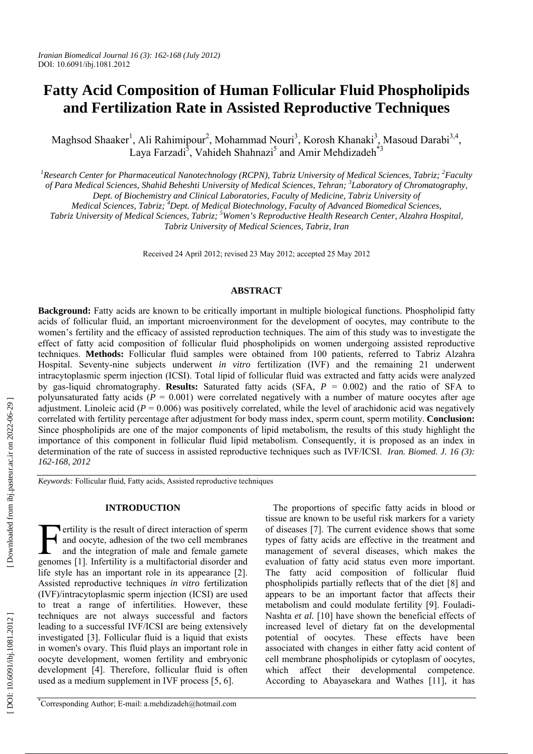# Fatty Acid Composition of Human Follicular Fluid Phospholipids and Fertilization Rate in Assisted Reproductive Techniques

Maghsod Shaaker[1], Ali Rahimipour[2], Mohammad Nouri[3], Korosh Khanaki[3], Masoud Darabi[3,4], Laya Farzadi[5], Vahideh Shahnazi[5] and Amir Mehdizadeh[*3]

[1]Research Center for Pharmaceutical Nanotechnology (RCPN), Tabriz University of Medical Sciences, Tabriz; [2]Faculty of Para Medical Sciences, Shahid Beheshti University of Medical Sciences, Tehran; [3]Laboratory of Chromatography, Dept. of Biochemistry and Clinical Laboratories, Faculty of Medicine, Tabriz University of Medical Sciences, Tabriz; [4]Dept. of Medical Biotechnology, Faculty of Advanced Biomedical Sciences, Tabriz University of Medical Sciences, Tabriz; [5]Women's Reproductive Health Research Center, Alzahra Hospital, Tabriz University of Medical Sciences, Tabriz, Iran

Received 24 April 2012; revised 23 May 2012; accepted 25 May 2012

## ABSTRACT

**Background:** Fatty acids are known to be critically important in multiple biological functions. Phospholipid fatty acids of follicular fluid, an important microenvironment for the development of oocytes, may contribute to the women's fertility and the efficacy of assisted reproduction techniques. The aim of this study was to investigate the effect of fatty acid composition of follicular fluid phospholipids on women undergoing assisted reproductive techniques. **Methods:** Follicular fluid samples were obtained from 100 patients, referred to Tabriz Alzahra Hospital. Seventy-nine subjects underwent *in vitro* fertilization (IVF) and the remaining 21 underwent intracytoplasmic sperm injection (ICSI). Total lipid of follicular fluid was extracted and fatty acids were analyzed by gas-liquid chromatography. **Results:** Saturated fatty acids (SFA, $P$ = 0.002) and the ratio of SFA to polyunsaturated fatty acids ($P$ = 0.001) were correlated negatively with a number of mature oocytes after age adjustment. Linoleic acid ($P$ = 0.006) was positively correlated, while the level of arachidonic acid was negatively correlated with fertility percentage after adjustment for body mass index, sperm count, sperm motility. **Conclusion:** Since phospholipids are one of the major components of lipid metabolism, the results of this study highlight the importance of this component in follicular fluid lipid metabolism. Consequently, it is proposed as an index in determination of the rate of success in assisted reproductive techniques such as IVF/ICSI. *Iran. Biomed. J. 16 (3): 162-168, 2012*

*Keywords:* Follicular fluid, Fatty acids, Assisted reproductive techniques

## INTRODUCTION

Fertility is the result of direct interaction of sperm and oocyte, adhesion of the two cell membranes and the integration of male and female gamete genomes [1]. Infertility is a multifactorial disorder and life style has an important role in its appearance [2]. Assisted reproductive techniques *in vitro* fertilization (IVF)/intracytoplasmic sperm injection (ICSI) are used to treat a range of infertilities. However, these techniques are not always successful and factors leading to a successful IVF/ICSI are being extensively investigated [3]. Follicular fluid is a liquid that exists in women's ovary. This fluid plays an important role in oocyte development, women fertility and embryonic development [4]. Therefore, follicular fluid is often used as a medium supplement in IVF process [5, 6].

The proportions of specific fatty acids in blood or tissue are known to be useful risk markers for a variety of diseases [7]. The current evidence shows that some types of fatty acids are effective in the treatment and management of several diseases, which makes the evaluation of fatty acid status even more important. The fatty acid composition of follicular fluid phospholipids partially reflects that of the diet [8] and appears to be an important factor that affects their metabolism and could modulate fertility [9]. Fouladi-Nashta *et al.* [10] have shown the beneficial effects of increased level of dietary fat on the developmental potential of oocytes. These effects have been associated with changes in either fatty acid content of cell membrane phospholipids or cytoplasm of oocytes, which affect their developmental competence. According to Abayasekara and Wathes [11], it has

*Corresponding Author; E-mail: a.mehdizadeh@hotmail.com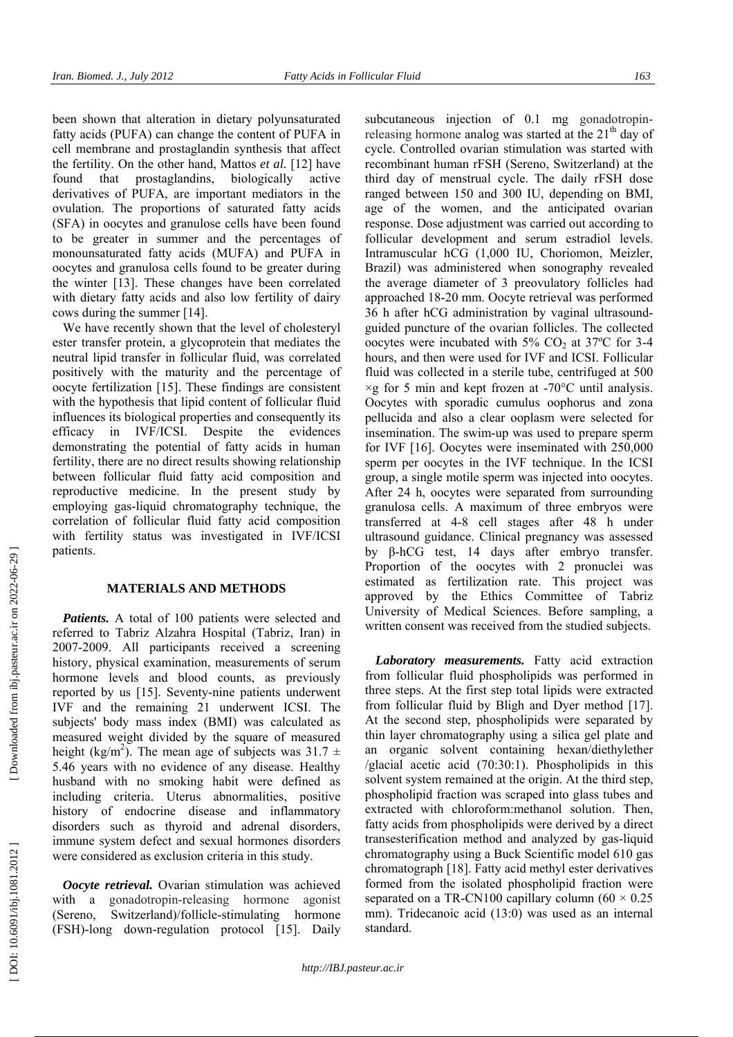been shown that alteration in dietary polyunsaturated fatty acids (PUFA) can change the content of PUFA in cell membrane and prostaglandin synthesis that affect the fertility. On the other hand, Mattos *et al.* [12] have found that prostaglandins, biologically active derivatives of PUFA, are important mediators in the ovulation. The proportions of saturated fatty acids (SFA) in oocytes and granulose cells have been found to be greater in summer and the percentages of monounsaturated fatty acids (MUFA) and PUFA in oocytes and granulosa cells found to be greater during the winter [13]. These changes have been correlated with dietary fatty acids and also low fertility of dairy cows during the summer [14].

We have recently shown that the level of cholesteryl ester transfer protein, a glycoprotein that mediates the neutral lipid transfer in follicular fluid, was correlated positively with the maturity and the percentage of oocyte fertilization [15]. These findings are consistent with the hypothesis that lipid content of follicular fluid influences its biological properties and consequently its efficacy in IVF/ICSI. Despite the evidences demonstrating the potential of fatty acids in human fertility, there are no direct results showing relationship between follicular fluid fatty acid composition and reproductive medicine. In the present study by employing gas-liquid chromatography technique, the correlation of follicular fluid fatty acid composition with fertility status was investigated in IVF/ICSI patients.

## MATERIALS AND METHODS

***Patients.*** A total of 100 patients were selected and referred to Tabriz Alzahra Hospital (Tabriz, Iran) in 2007-2009. All participants received a screening history, physical examination, measurements of serum hormone levels and blood counts, as previously reported by us [15]. Seventy-nine patients underwent IVF and the remaining 21 underwent ICSI. The subjects' body mass index (BMI) was calculated as measured weight divided by the square of measured height (kg/m$^2$). The mean age of subjects was 31.7 ± 5.46 years with no evidence of any disease. Healthy husband with no smoking habit were defined as including criteria. Uterus abnormalities, positive history of endocrine disease and inflammatory disorders such as thyroid and adrenal disorders, immune system defect and sexual hormones disorders were considered as exclusion criteria in this study.

***Oocyte retrieval.*** Ovarian stimulation was achieved with a gonadotropin-releasing hormone agonist (Sereno, Switzerland)/follicle-stimulating hormone (FSH)-long down-regulation protocol [15]. Daily subcutaneous injection of 0.1 mg gonadotropin-releasing hormone analog was started at the 21$^{th}$ day of cycle. Controlled ovarian stimulation was started with recombinant human rFSH (Sereno, Switzerland) at the third day of menstrual cycle. The daily rFSH dose ranged between 150 and 300 IU, depending on BMI, age of the women, and the anticipated ovarian response. Dose adjustment was carried out according to follicular development and serum estradiol levels. Intramuscular hCG (1,000 IU, Choriomon, Meizler, Brazil) was administered when sonography revealed the average diameter of 3 preovulatory follicles had approached 18-20 mm. Oocyte retrieval was performed 36 h after hCG administration by vaginal ultrasound-guided puncture of the ovarian follicles. The collected oocytes were incubated with 5% $CO_2$ at 37ºC for 3-4 hours, and then were used for IVF and ICSI. Follicular fluid was collected in a sterile tube, centrifuged at 500 ×g for 5 min and kept frozen at -70°C until analysis. Oocytes with sporadic cumulus oophorus and zona pellucida and also a clear ooplasm were selected for insemination. The swim-up was used to prepare sperm for IVF [16]. Oocytes were inseminated with 250,000 sperm per oocytes in the IVF technique. In the ICSI group, a single motile sperm was injected into oocytes. After 24 h, oocytes were separated from surrounding granulosa cells. A maximum of three embryos were transferred at 4-8 cell stages after 48 h under ultrasound guidance. Clinical pregnancy was assessed by β-hCG test, 14 days after embryo transfer. Proportion of the oocytes with 2 pronuclei was estimated as fertilization rate. This project was approved by the Ethics Committee of Tabriz University of Medical Sciences. Before sampling, a written consent was received from the studied subjects.

***Laboratory measurements.*** Fatty acid extraction from follicular fluid phospholipids was performed in three steps. At the first step total lipids were extracted from follicular fluid by Bligh and Dyer method [17]. At the second step, phospholipids were separated by thin layer chromatography using a silica gel plate and an organic solvent containing hexan/diethylether /glacial acetic acid (70:30:1). Phospholipids in this solvent system remained at the origin. At the third step, phospholipid fraction was scraped into glass tubes and extracted with chloroform:methanol solution. Then, fatty acids from phospholipids were derived by a direct transesterification method and analyzed by gas-liquid chromatography using a Buck Scientific model 610 gas chromatograph [18]. Fatty acid methyl ester derivatives formed from the isolated phospholipid fraction were separated on a TR-CN100 capillary column (60 × 0.25 mm). Tridecanoic acid (13:0) was used as an internal standard.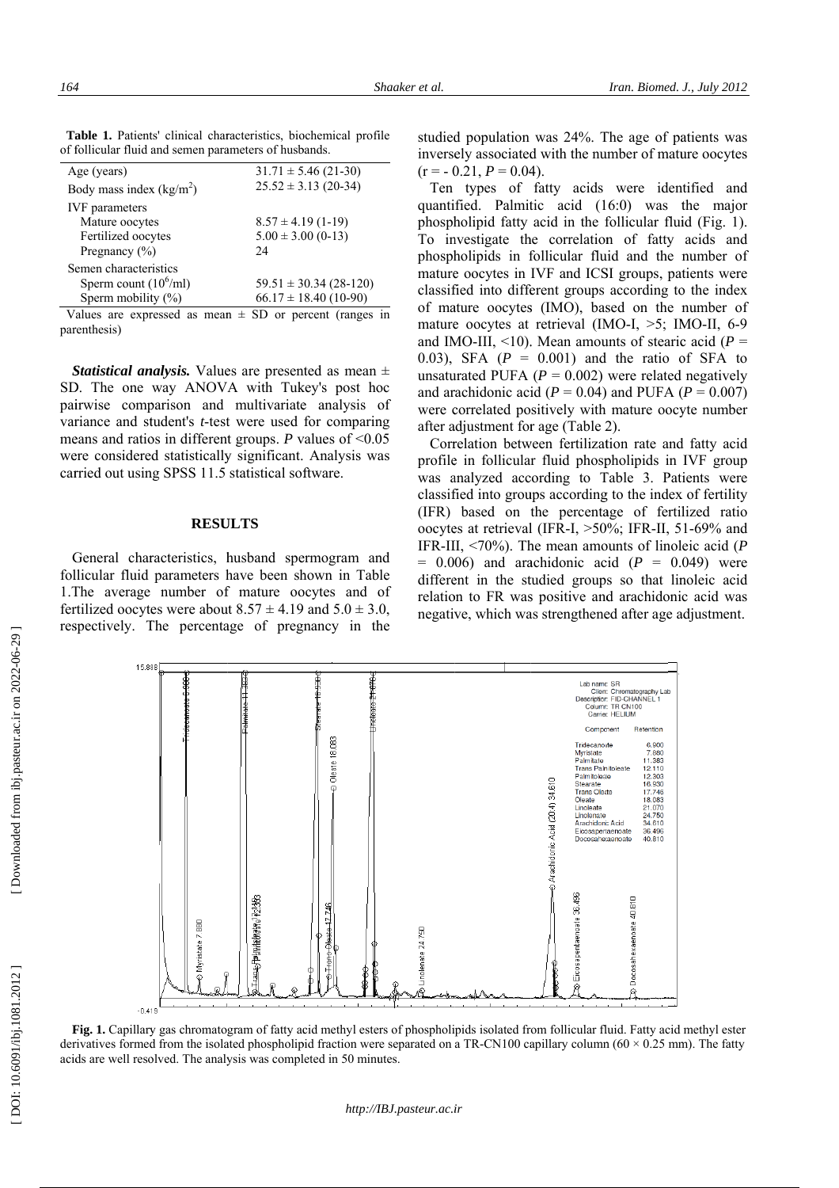**Table 1.** Patients' clinical characteristics, biochemical profile of follicular fluid and semen parameters of husbands.

| | |
|---|---|
| Age (years) | 31.71 ± 5.46 (21-30) |
| Body mass index (kg/m$^2$) | 25.52 ± 3.13 (20-34) |
| IVF parameters | |
| Mature oocytes | 8.57 ± 4.19 (1-19) |
| Fertilized oocytes | 5.00 ± 3.00 (0-13) |
| Pregnancy (%) | 24 |
| Semen characteristics | |
| Sperm count (10$^6$/ml) | 59.51 ± 30.34 (28-120) |
| Sperm mobility (%) | 66.17 ± 18.40 (10-90) |

Values are expressed as mean ± SD or percent (ranges in parenthesis)

***Statistical analysis.*** Values are presented as mean ± SD. The one way ANOVA with Tukey's post hoc pairwise comparison and multivariate analysis of variance and student's *t*-test were used for comparing means and ratios in different groups. *P* values of <0.05 were considered statistically significant. Analysis was carried out using SPSS 11.5 statistical software.

## RESULTS

General characteristics, husband spermogram and follicular fluid parameters have been shown in Table 1.The average number of mature oocytes and of fertilized oocytes were about 8.57 ± 4.19 and 5.0 ± 3.0, respectively. The percentage of pregnancy in the studied population was 24%. The age of patients was inversely associated with the number of mature oocytes ($r = -0.21$, $P = 0.04$).

Ten types of fatty acids were identified and quantified. Palmitic acid (16:0) was the major phospholipid fatty acid in the follicular fluid (Fig. 1). To investigate the correlation of fatty acids and phospholipids in follicular fluid and the number of mature oocytes in IVF and ICSI groups, patients were classified into different groups according to the index of mature oocytes (IMO), based on the number of mature oocytes at retrieval (IMO-I, >5; IMO-II, 6-9 and IMO-III, <10). Mean amounts of stearic acid ($P$ = 0.03), SFA ($P$ = 0.001) and the ratio of SFA to unsaturated PUFA ($P$ = 0.002) were related negatively and arachidonic acid ($P$ = 0.04) and PUFA ($P$ = 0.007) were correlated positively with mature oocyte number after adjustment for age (Table 2).

Correlation between fertilization rate and fatty acid profile in follicular fluid phospholipids in IVF group was analyzed according to Table 3. Patients were classified into groups according to the index of fertility (IFR) based on the percentage of fertilized ratio oocytes at retrieval (IFR-I, >50%; IFR-II, 51-69% and IFR-III, <70%). The mean amounts of linoleic acid ($P$ = 0.006) and arachidonic acid ($P$ = 0.049) were different in the studied groups so that linoleic acid relation to FR was positive and arachidonic acid was negative, which was strengthened after age adjustment.

**Fig. 1.** Capillary gas chromatogram of fatty acid methyl esters of phospholipids isolated from follicular fluid. Fatty acid methyl ester derivatives formed from the isolated phospholipid fraction were separated on a TR-CN100 capillary column (60 × 0.25 mm). The fatty acids are well resolved. The analysis was completed in 50 minutes.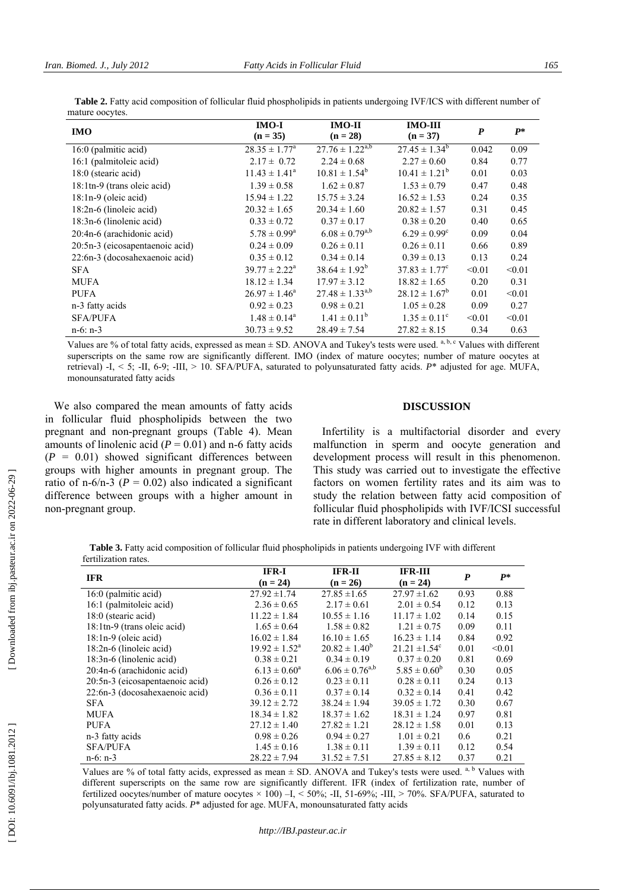**Table 2.** Fatty acid composition of follicular fluid phospholipids in patients undergoing IVF/ICS with different number of mature oocytes.

| IMO | IMO-I (n = 35) | IMO-II (n = 28) | IMO-III (n = 37) | *P* | *P** |
|---|---|---|---|---|---|
| 16:0 (palmitic acid) | 28.35 ± 1.77[a] | 27.76 ± 1.22[a,b] | 27.45 ± 1.34[b] | 0.042 | 0.09 |
| 16:1 (palmitoleic acid) | 2.17 ± 0.72 | 2.24 ± 0.68 | 2.27 ± 0.60 | 0.84 | 0.77 |
| 18:0 (stearic acid) | 11.43 ± 1.41[a] | 10.81 ± 1.54[b] | 10.41 ± 1.21[b] | 0.01 | 0.03 |
| 18:1tn-9 (trans oleic acid) | 1.39 ± 0.58 | 1.62 ± 0.87 | 1.53 ± 0.79 | 0.47 | 0.48 |
| 18:1n-9 (oleic acid) | 15.94 ± 1.22 | 15.75 ± 3.24 | 16.52 ± 1.53 | 0.24 | 0.35 |
| 18:2n-6 (linoleic acid) | 20.32 ± 1.65 | 20.34 ± 1.60 | 20.82 ± 1.57 | 0.31 | 0.45 |
| 18:3n-6 (linolenic acid) | 0.33 ± 0.72 | 0.37 ± 0.17 | 0.38 ± 0.20 | 0.40 | 0.65 |
| 20:4n-6 (arachidonic acid) | 5.78 ± 0.99[a] | 6.08 ± 0.79[a,b] | 6.29 ± 0.99[c] | 0.09 | 0.04 |
| 20:5n-3 (eicosapentaenoic acid) | 0.24 ± 0.09 | 0.26 ± 0.11 | 0.26 ± 0.11 | 0.66 | 0.89 |
| 22:6n-3 (docosahexaenoic acid) | 0.35 ± 0.12 | 0.34 ± 0.14 | 0.39 ± 0.13 | 0.13 | 0.24 |
| SFA | 39.77 ± 2.22[a] | 38.64 ± 1.92[b] | 37.83 ± 1.77[c] | <0.01 | <0.01 |
| MUFA | 18.12 ± 1.34 | 17.97 ± 3.12 | 18.82 ± 1.65 | 0.20 | 0.31 |
| PUFA | 26.97 ± 1.46[a] | 27.48 ± 1.33[a,b] | 28.12 ± 1.67[b] | 0.01 | <0.01 |
| n-3 fatty acids | 0.92 ± 0.23 | 0.98 ± 0.21 | 1.05 ± 0.28 | 0.09 | 0.27 |
| SFA/PUFA | 1.48 ± 0.14[a] | 1.41 ± 0.11[b] | 1.35 ± 0.11[c] | <0.01 | <0.01 |
| n-6: n-3 | 30.73 ± 9.52 | 28.49 ± 7.54 | 27.82 ± 8.15 | 0.34 | 0.63 |

Values are % of total fatty acids, expressed as mean ± SD. ANOVA and Tukey's tests were used. [a, b, c] Values with different superscripts on the same row are significantly different. IMO (index of mature oocytes; number of mature oocytes at retrieval) -I, < 5; -II, 6-9; -III, > 10. SFA/PUFA, saturated to polyunsaturated fatty acids. *P** adjusted for age. MUFA, monounsaturated fatty acids

We also compared the mean amounts of fatty acids in follicular fluid phospholipids between the two pregnant and non-pregnant groups (Table 4). Mean amounts of linolenic acid ($P = 0.01$) and n-6 fatty acids ($P = 0.01$) showed significant differences between groups with higher amounts in pregnant group. The ratio of n-6/n-3 ($P = 0.02$) also indicated a significant difference between groups with a higher amount in non-pregnant group.

## DISCUSSION

Infertility is a multifactorial disorder and every malfunction in sperm and oocyte generation and development process will result in this phenomenon. This study was carried out to investigate the effective factors on women fertility rates and its aim was to study the relation between fatty acid composition of follicular fluid phospholipids with IVF/ICSI successful rate in different laboratory and clinical levels.

**Table 3.** Fatty acid composition of follicular fluid phospholipids in patients undergoing IVF with different fertilization rates.

| IFR | IFR-I (n = 24) | IFR-II (n = 26) | IFR-III (n = 24) | *P* | *P** |
|---|---|---|---|---|---|
| 16:0 (palmitic acid) | 27.92 ±1.74 | 27.85 ±1.65 | 27.97 ±1.62 | 0.93 | 0.88 |
| 16:1 (palmitoleic acid) | 2.36 ± 0.65 | 2.17 ± 0.61 | 2.01 ± 0.54 | 0.12 | 0.13 |
| 18:0 (stearic acid) | 11.22 ± 1.84 | 10.55 ± 1.16 | 11.17 ± 1.02 | 0.14 | 0.15 |
| 18:1tn-9 (trans oleic acid) | 1.65 ± 0.64 | 1.58 ± 0.82 | 1.21 ± 0.75 | 0.09 | 0.11 |
| 18:1n-9 (oleic acid) | 16.02 ± 1.84 | 16.10 ± 1.65 | 16.23 ± 1.14 | 0.84 | 0.92 |
| 18:2n-6 (linoleic acid) | 19.92 ± 1.52[a] | 20.82 ± 1.40[b] | 21.21 ±1.54[c] | 0.01 | <0.01 |
| 18:3n-6 (linolenic acid) | 0.38 ± 0.21 | 0.34 ± 0.19 | 0.37 ± 0.20 | 0.81 | 0.69 |
| 20:4n-6 (arachidonic acid) | 6.13 ± 0.60[a] | 6.06 ± 0.76[a,b] | 5.85 ± 0.60[b] | 0.30 | 0.05 |
| 20:5n-3 (eicosapentaenoic acid) | 0.26 ± 0.12 | 0.23 ± 0.11 | 0.28 ± 0.11 | 0.24 | 0.13 |
| 22:6n-3 (docosahexaenoic acid) | 0.36 ± 0.11 | 0.37 ± 0.14 | 0.32 ± 0.14 | 0.41 | 0.42 |
| SFA | 39.12 ± 2.72 | 38.24 ± 1.94 | 39.05 ± 1.72 | 0.30 | 0.67 |
| MUFA | 18.34 ± 1.82 | 18.37 ± 1.62 | 18.31 ± 1.24 | 0.97 | 0.81 |
| PUFA | 27.12 ± 1.40 | 27.82 ± 1.21 | 28.12 ± 1.58 | 0.01 | 0.13 |
| n-3 fatty acids | 0.98 ± 0.26 | 0.94 ± 0.27 | 1.01 ± 0.21 | 0.6 | 0.21 |
| SFA/PUFA | 1.45 ± 0.16 | 1.38 ± 0.11 | 1.39 ± 0.11 | 0.12 | 0.54 |
| n-6: n-3 | 28.22 ± 7.94 | 31.52 ± 7.51 | 27.85 ± 8.12 | 0.37 | 0.21 |

Values are % of total fatty acids, expressed as mean ± SD. ANOVA and Tukey's tests were used. [a, b] Values with different superscripts on the same row are significantly different. IFR (index of fertilization rate, number of fertilized oocytes/number of mature oocytes × 100) –I, < 50%; -II, 51-69%; -III, > 70%. SFA/PUFA, saturated to polyunsaturated fatty acids. *P** adjusted for age. MUFA, monounsaturated fatty acids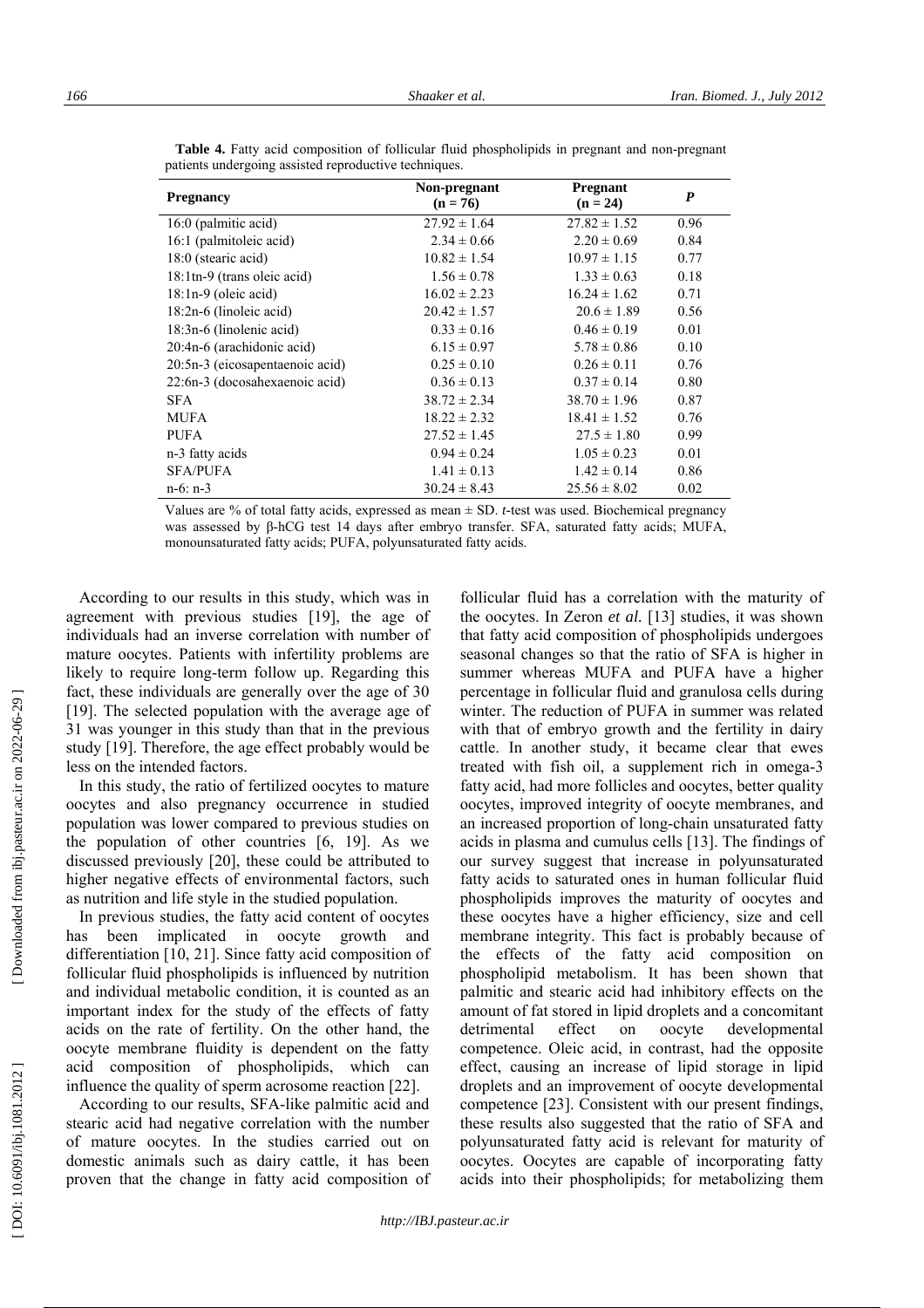**Table 4.** Fatty acid composition of follicular fluid phospholipids in pregnant and non-pregnant patients undergoing assisted reproductive techniques.

| Pregnancy | Non-pregnant (n = 76) | Pregnant (n = 24) | *P* |
|---|---|---|---|
| 16:0 (palmitic acid) | 27.92 ± 1.64 | 27.82 ± 1.52 | 0.96 |
| 16:1 (palmitoleic acid) | 2.34 ± 0.66 | 2.20 ± 0.69 | 0.84 |
| 18:0 (stearic acid) | 10.82 ± 1.54 | 10.97 ± 1.15 | 0.77 |
| 18:1tn-9 (trans oleic acid) | 1.56 ± 0.78 | 1.33 ± 0.63 | 0.18 |
| 18:1n-9 (oleic acid) | 16.02 ± 2.23 | 16.24 ± 1.62 | 0.71 |
| 18:2n-6 (linoleic acid) | 20.42 ± 1.57 | 20.6 ± 1.89 | 0.56 |
| 18:3n-6 (linolenic acid) | 0.33 ± 0.16 | 0.46 ± 0.19 | 0.01 |
| 20:4n-6 (arachidonic acid) | 6.15 ± 0.97 | 5.78 ± 0.86 | 0.10 |
| 20:5n-3 (eicosapentaenoic acid) | 0.25 ± 0.10 | 0.26 ± 0.11 | 0.76 |
| 22:6n-3 (docosahexaenoic acid) | 0.36 ± 0.13 | 0.37 ± 0.14 | 0.80 |
| SFA | 38.72 ± 2.34 | 38.70 ± 1.96 | 0.87 |
| MUFA | 18.22 ± 2.32 | 18.41 ± 1.52 | 0.76 |
| PUFA | 27.52 ± 1.45 | 27.5 ± 1.80 | 0.99 |
| n-3 fatty acids | 0.94 ± 0.24 | 1.05 ± 0.23 | 0.01 |
| SFA/PUFA | 1.41 ± 0.13 | 1.42 ± 0.14 | 0.86 |
| n-6: n-3 | 30.24 ± 8.43 | 25.56 ± 8.02 | 0.02 |

Values are % of total fatty acids, expressed as mean ± SD. *t*-test was used. Biochemical pregnancy was assessed by β-hCG test 14 days after embryo transfer. SFA, saturated fatty acids; MUFA, monounsaturated fatty acids; PUFA, polyunsaturated fatty acids.

According to our results in this study, which was in agreement with previous studies [19], the age of individuals had an inverse correlation with number of mature oocytes. Patients with infertility problems are likely to require long-term follow up. Regarding this fact, these individuals are generally over the age of 30 [19]. The selected population with the average age of 31 was younger in this study than that in the previous study [19]. Therefore, the age effect probably would be less on the intended factors.

In this study, the ratio of fertilized oocytes to mature oocytes and also pregnancy occurrence in studied population was lower compared to previous studies on the population of other countries [6, 19]. As we discussed previously [20], these could be attributed to higher negative effects of environmental factors, such as nutrition and life style in the studied population.

In previous studies, the fatty acid content of oocytes has been implicated in oocyte growth and differentiation [10, 21]. Since fatty acid composition of follicular fluid phospholipids is influenced by nutrition and individual metabolic condition, it is counted as an important index for the study of the effects of fatty acids on the rate of fertility. On the other hand, the oocyte membrane fluidity is dependent on the fatty acid composition of phospholipids, which can influence the quality of sperm acrosome reaction [22].

According to our results, SFA-like palmitic acid and stearic acid had negative correlation with the number of mature oocytes. In the studies carried out on domestic animals such as dairy cattle, it has been proven that the change in fatty acid composition of follicular fluid has a correlation with the maturity of the oocytes. In Zeron *et al.* [13] studies, it was shown that fatty acid composition of phospholipids undergoes seasonal changes so that the ratio of SFA is higher in summer whereas MUFA and PUFA have a higher percentage in follicular fluid and granulosa cells during winter. The reduction of PUFA in summer was related with that of embryo growth and the fertility in dairy cattle. In another study, it became clear that ewes treated with fish oil, a supplement rich in omega-3 fatty acid, had more follicles and oocytes, better quality oocytes, improved integrity of oocyte membranes, and an increased proportion of long-chain unsaturated fatty acids in plasma and cumulus cells [13]. The findings of our survey suggest that increase in polyunsaturated fatty acids to saturated ones in human follicular fluid phospholipids improves the maturity of oocytes and these oocytes have a higher efficiency, size and cell membrane integrity. This fact is probably because of the effects of the fatty acid composition on phospholipid metabolism. It has been shown that palmitic and stearic acid had inhibitory effects on the amount of fat stored in lipid droplets and a concomitant detrimental effect on oocyte developmental competence. Oleic acid, in contrast, had the opposite effect, causing an increase of lipid storage in lipid droplets and an improvement of oocyte developmental competence [23]. Consistent with our present findings, these results also suggested that the ratio of SFA and polyunsaturated fatty acid is relevant for maturity of oocytes. Oocytes are capable of incorporating fatty acids into their phospholipids; for metabolizing them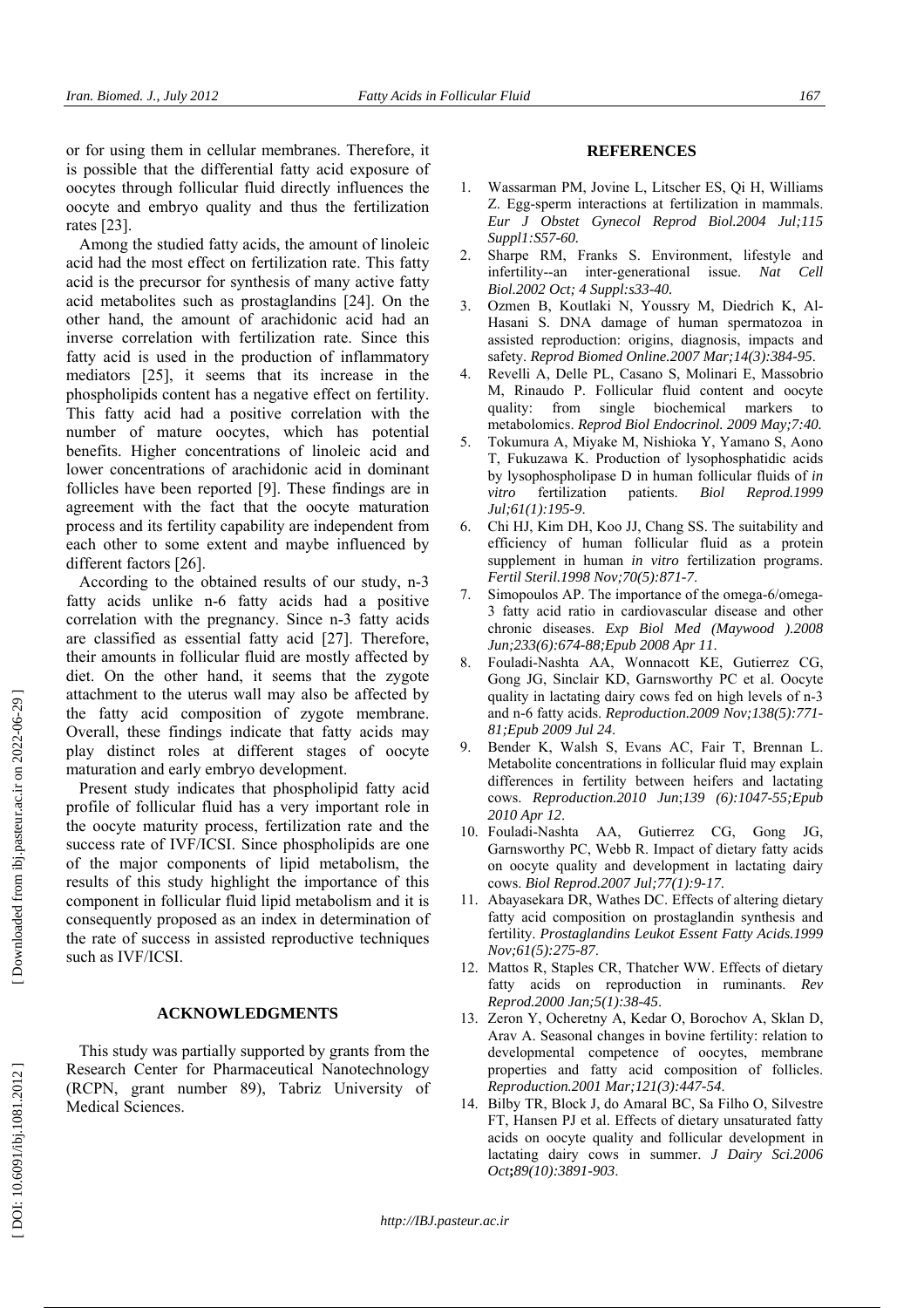or for using them in cellular membranes. Therefore, it is possible that the differential fatty acid exposure of oocytes through follicular fluid directly influences the oocyte and embryo quality and thus the fertilization rates [23].

Among the studied fatty acids, the amount of linoleic acid had the most effect on fertilization rate. This fatty acid is the precursor for synthesis of many active fatty acid metabolites such as prostaglandins [24]. On the other hand, the amount of arachidonic acid had an inverse correlation with fertilization rate. Since this fatty acid is used in the production of inflammatory mediators [25], it seems that its increase in the phospholipids content has a negative effect on fertility. This fatty acid had a positive correlation with the number of mature oocytes, which has potential benefits. Higher concentrations of linoleic acid and lower concentrations of arachidonic acid in dominant follicles have been reported [9]. These findings are in agreement with the fact that the oocyte maturation process and its fertility capability are independent from each other to some extent and maybe influenced by different factors [26].

According to the obtained results of our study, n-3 fatty acids unlike n-6 fatty acids had a positive correlation with the pregnancy. Since n-3 fatty acids are classified as essential fatty acid [27]. Therefore, their amounts in follicular fluid are mostly affected by diet. On the other hand, it seems that the zygote attachment to the uterus wall may also be affected by the fatty acid composition of zygote membrane. Overall, these findings indicate that fatty acids may play distinct roles at different stages of oocyte maturation and early embryo development.

Present study indicates that phospholipid fatty acid profile of follicular fluid has a very important role in the oocyte maturity process, fertilization rate and the success rate of IVF/ICSI. Since phospholipids are one of the major components of lipid metabolism, the results of this study highlight the importance of this component in follicular fluid lipid metabolism and it is consequently proposed as an index in determination of the rate of success in assisted reproductive techniques such as IVF/ICSI.

## ACKNOWLEDGMENTS

This study was partially supported by grants from the Research Center for Pharmaceutical Nanotechnology (RCPN, grant number 89), Tabriz University of Medical Sciences.

## REFERENCES

1. Wassarman PM, Jovine L, Litscher ES, Qi H, Williams Z. Egg-sperm interactions at fertilization in mammals. *Eur J Obstet Gynecol Reprod Biol.2004 Jul;115 Suppl1:S57-60.*
2. Sharpe RM, Franks S. Environment, lifestyle and infertility--an inter-generational issue. *Nat Cell Biol.2002 Oct; 4 Suppl:s33-40.*
3. Ozmen B, Koutlaki N, Youssry M, Diedrich K, Al-Hasani S. DNA damage of human spermatozoa in assisted reproduction: origins, diagnosis, impacts and safety. *Reprod Biomed Online.2007 Mar;14(3):384-95*.
4. Revelli A, Delle PL, Casano S, Molinari E, Massobrio M, Rinaudo P. Follicular fluid content and oocyte quality: from single biochemical markers to metabolomics. *Reprod Biol Endocrinol. 2009 May;7:40.*
5. Tokumura A, Miyake M, Nishioka Y, Yamano S, Aono T, Fukuzawa K. Production of lysophosphatidic acids by lysophospholipase D in human follicular fluids of *in vitro* fertilization patients. *Biol Reprod.1999 Jul;61(1):195-9*.
6. Chi HJ, Kim DH, Koo JJ, Chang SS. The suitability and efficiency of human follicular fluid as a protein supplement in human *in vitro* fertilization programs. *Fertil Steril.1998 Nov;70(5):871-7*.
7. Simopoulos AP. The importance of the omega-6/omega-3 fatty acid ratio in cardiovascular disease and other chronic diseases. *Exp Biol Med (Maywood ).2008 Jun;233(6):674-88;Epub 2008 Apr 11*.
8. Fouladi-Nashta AA, Wonnacott KE, Gutierrez CG, Gong JG, Sinclair KD, Garnsworthy PC et al. Oocyte quality in lactating dairy cows fed on high levels of n-3 and n-6 fatty acids. *Reproduction.2009 Nov;138(5):771-81;Epub 2009 Jul 24*.
9. Bender K, Walsh S, Evans AC, Fair T, Brennan L. Metabolite concentrations in follicular fluid may explain differences in fertility between heifers and lactating cows. *Reproduction.2010 Jun;139 (6):1047-55;Epub 2010 Apr 12*.
10. Fouladi-Nashta AA, Gutierrez CG, Gong JG, Garnsworthy PC, Webb R. Impact of dietary fatty acids on oocyte quality and development in lactating dairy cows. *Biol Reprod.2007 Jul;77(1):9-17*.
11. Abayasekara DR, Wathes DC. Effects of altering dietary fatty acid composition on prostaglandin synthesis and fertility. *Prostaglandins Leukot Essent Fatty Acids.1999 Nov;61(5):275-87*.
12. Mattos R, Staples CR, Thatcher WW. Effects of dietary fatty acids on reproduction in ruminants. *Rev Reprod.2000 Jan;5(1):38-45*.
13. Zeron Y, Ocheretny A, Kedar O, Borochov A, Sklan D, Arav A. Seasonal changes in bovine fertility: relation to developmental competence of oocytes, membrane properties and fatty acid composition of follicles. *Reproduction.2001 Mar;121(3):447-54*.
14. Bilby TR, Block J, do Amaral BC, Sa Filho O, Silvestre FT, Hansen PJ et al. Effects of dietary unsaturated fatty acids on oocyte quality and follicular development in lactating dairy cows in summer. *J Dairy Sci.2006 Oct;89(10):3891-903*.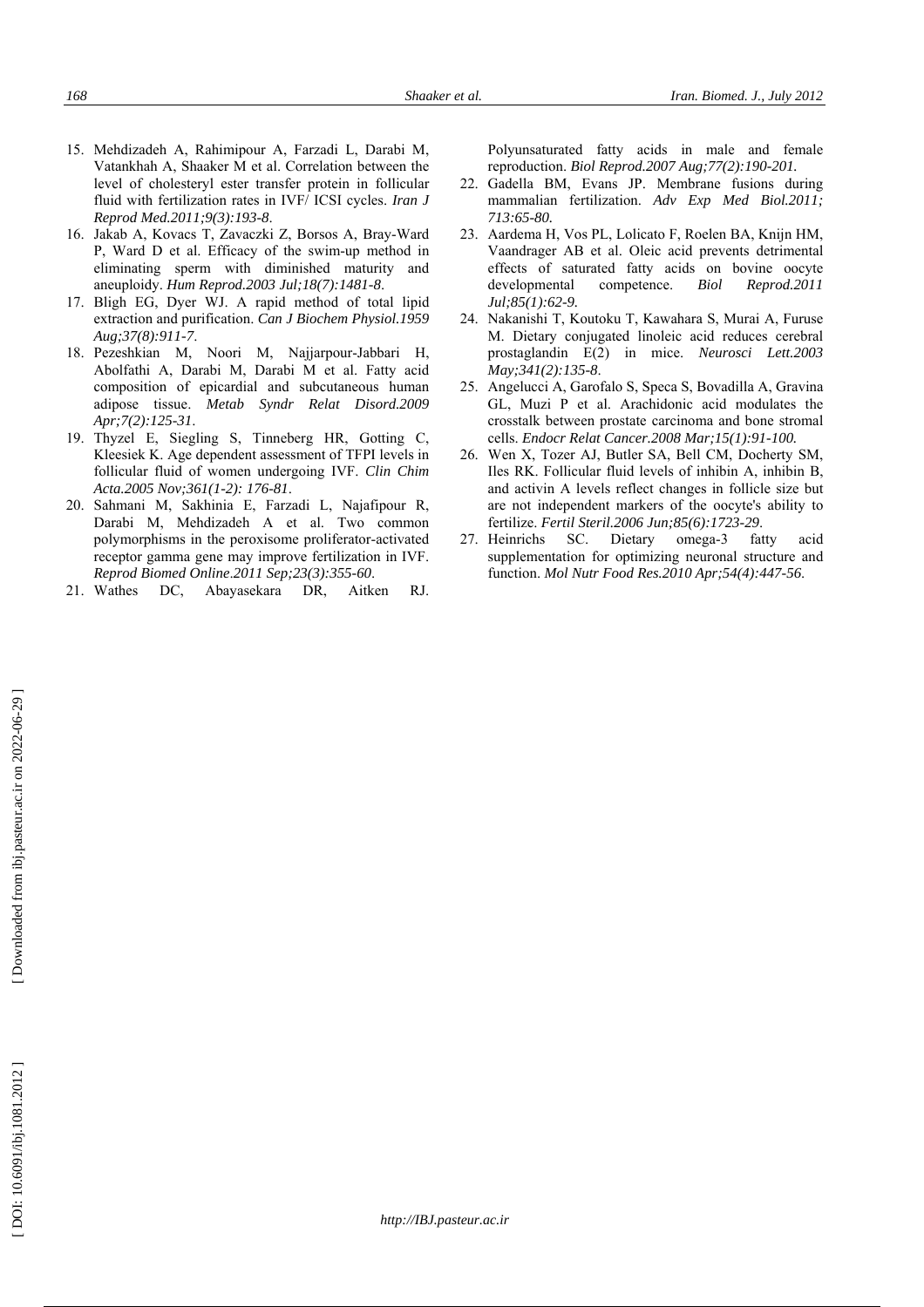15. Mehdizadeh A, Rahimipour A, Farzadi L, Darabi M, Vatankhah A, Shaaker M et al. Correlation between the level of cholesteryl ester transfer protein in follicular fluid with fertilization rates in IVF/ ICSI cycles. *Iran J Reprod Med.2011;9(3):193-8*.
16. Jakab A, Kovacs T, Zavaczki Z, Borsos A, Bray-Ward P, Ward D et al. Efficacy of the swim-up method in eliminating sperm with diminished maturity and aneuploidy. *Hum Reprod.2003 Jul;18(7):1481-8*.
17. Bligh EG, Dyer WJ. A rapid method of total lipid extraction and purification. *Can J Biochem Physiol.1959 Aug;37(8):911-7*.
18. Pezeshkian M, Noori M, Najjarpour-Jabbari H, Abolfathi A, Darabi M, Darabi M et al. Fatty acid composition of epicardial and subcutaneous human adipose tissue. *Metab Syndr Relat Disord.2009 Apr;7(2):125-31*.
19. Thyzel E, Siegling S, Tinneberg HR, Gotting C, Kleesiek K. Age dependent assessment of TFPI levels in follicular fluid of women undergoing IVF. *Clin Chim Acta.2005 Nov;361(1-2): 176-81*.
20. Sahmani M, Sakhinia E, Farzadi L, Najafipour R, Darabi M, Mehdizadeh A et al. Two common polymorphisms in the peroxisome proliferator-activated receptor gamma gene may improve fertilization in IVF. *Reprod Biomed Online.2011 Sep;23(3):355-60*.
21. Wathes DC, Abayasekara DR, Aitken RJ. Polyunsaturated fatty acids in male and female reproduction. *Biol Reprod.2007 Aug;77(2):190-201.*
22. Gadella BM, Evans JP. Membrane fusions during mammalian fertilization. *Adv Exp Med Biol.2011; 713:65-80.*
23. Aardema H, Vos PL, Lolicato F, Roelen BA, Knijn HM, Vaandrager AB et al. Oleic acid prevents detrimental effects of saturated fatty acids on bovine oocyte developmental competence. *Biol Reprod.2011 Jul;85(1):62-9.*
24. Nakanishi T, Koutoku T, Kawahara S, Murai A, Furuse M. Dietary conjugated linoleic acid reduces cerebral prostaglandin E(2) in mice. *Neurosci Lett.2003 May;341(2):135-8*.
25. Angelucci A, Garofalo S, Speca S, Bovadilla A, Gravina GL, Muzi P et al. Arachidonic acid modulates the crosstalk between prostate carcinoma and bone stromal cells. *Endocr Relat Cancer.2008 Mar;15(1):91-100.*
26. Wen X, Tozer AJ, Butler SA, Bell CM, Docherty SM, Iles RK. Follicular fluid levels of inhibin A, inhibin B, and activin A levels reflect changes in follicle size but are not independent markers of the oocyte's ability to fertilize. *Fertil Steril.2006 Jun;85(6):1723-29*.
27. Heinrichs SC. Dietary omega-3 fatty acid supplementation for optimizing neuronal structure and function. *Mol Nutr Food Res.2010 Apr;54(4):447-56*.